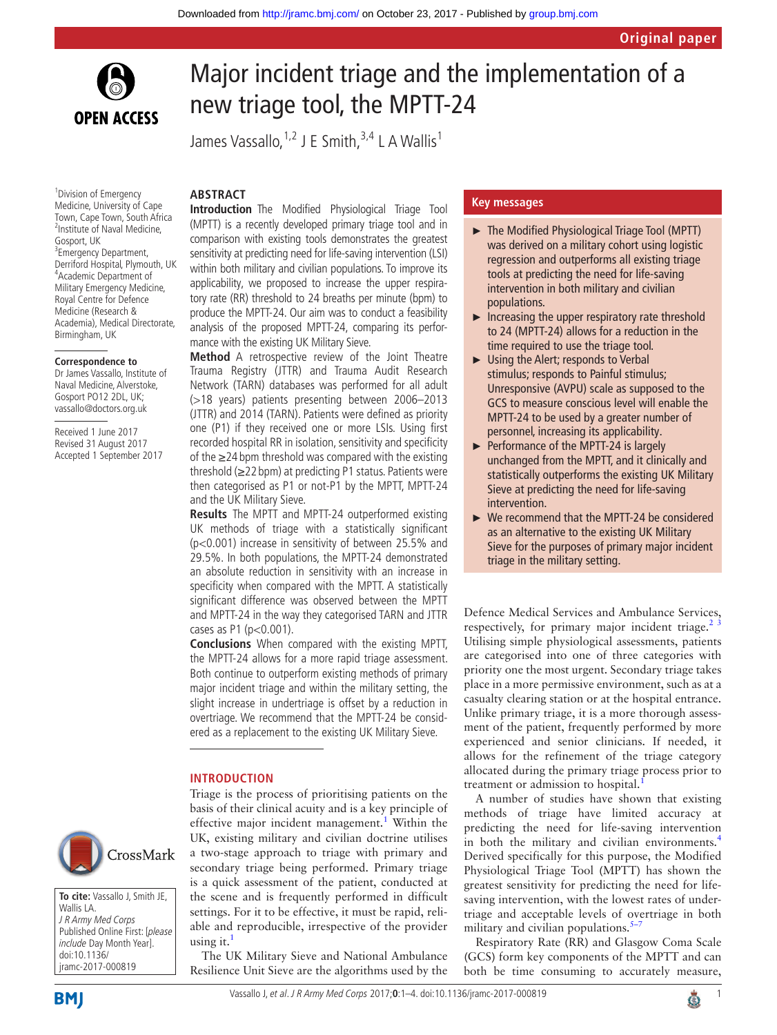# Major incident triage and the implementation of a new triage tool, the MPTT-24

James Vassallo,[1,2] J E Smith,[3,4] L A Wallis[1]

[1]Division of Emergency Medicine, University of Cape Town, Cape Town, South Africa
[2]Institute of Naval Medicine, Gosport, UK
[3]Emergency Department, Derriford Hospital, Plymouth, UK
[4]Academic Department of Military Emergency Medicine, Royal Centre for Defence Medicine (Research & Academia), Medical Directorate, Birmingham, UK

**Correspondence to**
Dr James Vassallo, Institute of Naval Medicine, Alverstoke, Gosport PO12 2DL, UK; vassallo@doctors.org.uk

Received 1 June 2017
Revised 31 August 2017
Accepted 1 September 2017

**To cite:** Vassallo J, Smith JE, Wallis LA. *J R Army Med Corps* Published Online First: [*please include* Day Month Year]. doi:10.1136/jramc-2017-000819

## ABSTRACT

**Introduction** The Modified Physiological Triage Tool (MPTT) is a recently developed primary triage tool and in comparison with existing tools demonstrates the greatest sensitivity at predicting need for life-saving intervention (LSI) within both military and civilian populations. To improve its applicability, we proposed to increase the upper respiratory rate (RR) threshold to 24 breaths per minute (bpm) to produce the MPTT-24. Our aim was to conduct a feasibility analysis of the proposed MPTT-24, comparing its performance with the existing UK Military Sieve.

**Method** A retrospective review of the Joint Theatre Trauma Registry (JTTR) and Trauma Audit Research Network (TARN) databases was performed for all adult (>18 years) patients presenting between 2006–2013 (JTTR) and 2014 (TARN). Patients were defined as priority one (P1) if they received one or more LSIs. Using first recorded hospital RR in isolation, sensitivity and specificity of the ≥24 bpm threshold was compared with the existing threshold (≥22 bpm) at predicting P1 status. Patients were then categorised as P1 or not-P1 by the MPTT, MPTT-24 and the UK Military Sieve.

**Results** The MPTT and MPTT-24 outperformed existing UK methods of triage with a statistically significant ($p<0.001$) increase in sensitivity of between 25.5% and 29.5%. In both populations, the MPTT-24 demonstrated an absolute reduction in sensitivity with an increase in specificity when compared with the MPTT. A statistically significant difference was observed between the MPTT and MPTT-24 in the way they categorised TARN and JTTR cases as P1 ($p<0.001$).

**Conclusions** When compared with the existing MPTT, the MPTT-24 allows for a more rapid triage assessment. Both continue to outperform existing methods of primary major incident triage and within the military setting, the slight increase in undertriage is offset by a reduction in overtriage. We recommend that the MPTT-24 be considered as a replacement to the existing UK Military Sieve.

## Key messages

- The Modified Physiological Triage Tool (MPTT) was derived on a military cohort using logistic regression and outperforms all existing triage tools at predicting the need for life-saving intervention in both military and civilian populations.
- Increasing the upper respiratory rate threshold to 24 (MPTT-24) allows for a reduction in the time required to use the triage tool.
- Using the Alert; responds to Verbal stimulus; responds to Painful stimulus; Unresponsive (AVPU) scale as supposed to the GCS to measure conscious level will enable the MPTT-24 to be used by a greater number of personnel, increasing its applicability.
- Performance of the MPTT-24 is largely unchanged from the MPTT, and it clinically and statistically outperforms the existing UK Military Sieve at predicting the need for life-saving intervention.
- We recommend that the MPTT-24 be considered as an alternative to the existing UK Military Sieve for the purposes of primary major incident triage in the military setting.

## INTRODUCTION

Triage is the process of prioritising patients on the basis of their clinical acuity and is a key principle of effective major incident management.[1] Within the UK, existing military and civilian doctrine utilises a two-stage approach to triage with primary and secondary triage being performed. Primary triage is a quick assessment of the patient, conducted at the scene and is frequently performed in difficult settings. For it to be effective, it must be rapid, reliable and reproducible, irrespective of the provider using it.[1]

The UK Military Sieve and National Ambulance Resilience Unit Sieve are the algorithms used by the Defence Medical Services and Ambulance Services, respectively, for primary major incident triage.[2,3] Utilising simple physiological assessments, patients are categorised into one of three categories with priority one the most urgent. Secondary triage takes place in a more permissive environment, such as at a casualty clearing station or at the hospital entrance. Unlike primary triage, it is a more thorough assessment of the patient, frequently performed by more experienced and senior clinicians. If needed, it allows for the refinement of the triage category allocated during the primary triage process prior to treatment or admission to hospital.[1]

A number of studies have shown that existing methods of triage have limited accuracy at predicting the need for life-saving intervention in both the military and civilian environments.[4] Derived specifically for this purpose, the Modified Physiological Triage Tool (MPTT) has shown the greatest sensitivity for predicting the need for life-saving intervention, with the lowest rates of undertriage and acceptable levels of overtriage in both military and civilian populations.[5–7]

Respiratory Rate (RR) and Glasgow Coma Scale (GCS) form key components of the MPTT and can both be time consuming to accurately measure,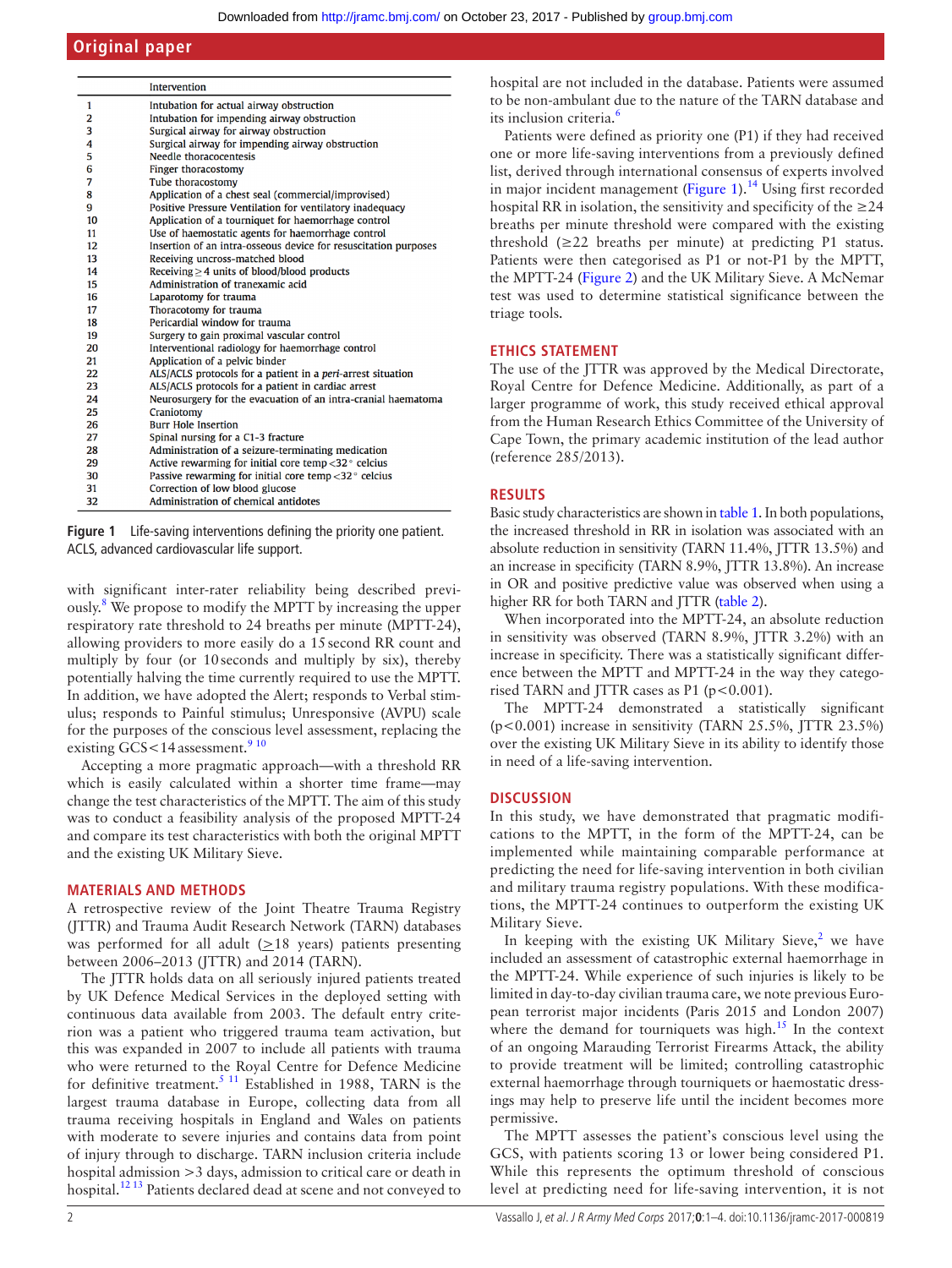| | Intervention |
|---|---|
| 1 | Intubation for actual airway obstruction |
| 2 | Intubation for impending airway obstruction |
| 3 | Surgical airway for airway obstruction |
| 4 | Surgical airway for impending airway obstruction |
| 5 | Needle thoracocentesis |
| 6 | Finger thoracostomy |
| 7 | Tube thoracostomy |
| 8 | Application of a chest seal (commercial/improvised) |
| 9 | Positive Pressure Ventilation for ventilatory inadequacy |
| 10 | Application of a tourniquet for haemorrhage control |
| 11 | Use of haemostatic agents for haemorrhage control |
| 12 | Insertion of an intra-osseous device for resuscitation purposes |
| 13 | Receiving uncross-matched blood |
| 14 | Receiving ≥4 units of blood/blood products |
| 15 | Administration of tranexamic acid |
| 16 | Laparotomy for trauma |
| 17 | Thoracotomy for trauma |
| 18 | Pericardial window for trauma |
| 19 | Surgery to gain proximal vascular control |
| 20 | Interventional radiology for haemorrhage control |
| 21 | Application of a pelvic binder |
| 22 | ALS/ACLS protocols for a patient in a *peri*-arrest situation |
| 23 | ALS/ACLS protocols for a patient in cardiac arrest |
| 24 | Neurosurgery for the evacuation of an intra-cranial haematoma |
| 25 | Craniotomy |
| 26 | Burr Hole Insertion |
| 27 | Spinal nursing for a C1-3 fracture |
| 28 | Administration of a seizure-terminating medication |
| 29 | Active rewarming for initial core temp <32° celcius |
| 30 | Passive rewarming for initial core temp <32° celcius |
| 31 | Correction of low blood glucose |
| 32 | Administration of chemical antidotes |

**Figure 1** Life-saving interventions defining the priority one patient. ACLS, advanced cardiovascular life support.

with significant inter-rater reliability being described previously.[8] We propose to modify the MPTT by increasing the upper respiratory rate threshold to 24 breaths per minute (MPTT-24), allowing providers to more easily do a 15second RR count and multiply by four (or 10seconds and multiply by six), thereby potentially halving the time currently required to use the MPTT. In addition, we have adopted the Alert; responds to Verbal stimulus; responds to Painful stimulus; Unresponsive (AVPU) scale for the purposes of the conscious level assessment, replacing the existing GCS<14 assessment.[9 10]

Accepting a more pragmatic approach—with a threshold RR which is easily calculated within a shorter time frame—may change the test characteristics of the MPTT. The aim of this study was to conduct a feasibility analysis of the proposed MPTT-24 and compare its test characteristics with both the original MPTT and the existing UK Military Sieve.

## MATERIALS AND METHODS

A retrospective review of the Joint Theatre Trauma Registry (JTTR) and Trauma Audit Research Network (TARN) databases was performed for all adult (≥18 years) patients presenting between 2006–2013 (JTTR) and 2014 (TARN).

The JTTR holds data on all seriously injured patients treated by UK Defence Medical Services in the deployed setting with continuous data available from 2003. The default entry criterion was a patient who triggered trauma team activation, but this was expanded in 2007 to include all patients with trauma who were returned to the Royal Centre for Defence Medicine for definitive treatment.[5 11] Established in 1988, TARN is the largest trauma database in Europe, collecting data from all trauma receiving hospitals in England and Wales on patients with moderate to severe injuries and contains data from point of injury through to discharge. TARN inclusion criteria include hospital admission >3 days, admission to critical care or death in hospital.[12 13] Patients declared dead at scene and not conveyed to hospital are not included in the database. Patients were assumed to be non-ambulant due to the nature of the TARN database and its inclusion criteria.[6]

Patients were defined as priority one (P1) if they had received one or more life-saving interventions from a previously defined list, derived through international consensus of experts involved in major incident management (Figure 1).[14] Using first recorded hospital RR in isolation, the sensitivity and specificity of the ≥24 breaths per minute threshold were compared with the existing threshold (≥22 breaths per minute) at predicting P1 status. Patients were then categorised as P1 or not-P1 by the MPTT, the MPTT-24 (Figure 2) and the UK Military Sieve. A McNemar test was used to determine statistical significance between the triage tools.

## ETHICS STATEMENT

The use of the JTTR was approved by the Medical Directorate, Royal Centre for Defence Medicine. Additionally, as part of a larger programme of work, this study received ethical approval from the Human Research Ethics Committee of the University of Cape Town, the primary academic institution of the lead author (reference 285/2013).

## RESULTS

Basic study characteristics are shown in table 1. In both populations, the increased threshold in RR in isolation was associated with an absolute reduction in sensitivity (TARN 11.4%, JTTR 13.5%) and an increase in specificity (TARN 8.9%, JTTR 13.8%). An increase in OR and positive predictive value was observed when using a higher RR for both TARN and JTTR (table 2).

When incorporated into the MPTT-24, an absolute reduction in sensitivity was observed (TARN 8.9%, JTTR 3.2%) with an increase in specificity. There was a statistically significant difference between the MPTT and MPTT-24 in the way they categorised TARN and JTTR cases as P1 ($p<0.001$).

The MPTT-24 demonstrated a statistically significant ($p<0.001$) increase in sensitivity (TARN 25.5%, JTTR 23.5%) over the existing UK Military Sieve in its ability to identify those in need of a life-saving intervention.

## DISCUSSION

In this study, we have demonstrated that pragmatic modifications to the MPTT, in the form of the MPTT-24, can be implemented while maintaining comparable performance at predicting the need for life-saving intervention in both civilian and military trauma registry populations. With these modifications, the MPTT-24 continues to outperform the existing UK Military Sieve.

In keeping with the existing UK Military Sieve,[2] we have included an assessment of catastrophic external haemorrhage in the MPTT-24. While experience of such injuries is likely to be limited in day-to-day civilian trauma care, we note previous European terrorist major incidents (Paris 2015 and London 2007) where the demand for tourniquets was high.[15] In the context of an ongoing Marauding Terrorist Firearms Attack, the ability to provide treatment will be limited; controlling catastrophic external haemorrhage through tourniquets or haemostatic dressings may help to preserve life until the incident becomes more permissive.

The MPTT assesses the patient's conscious level using the GCS, with patients scoring 13 or lower being considered P1. While this represents the optimum threshold of conscious level at predicting need for life-saving intervention, it is not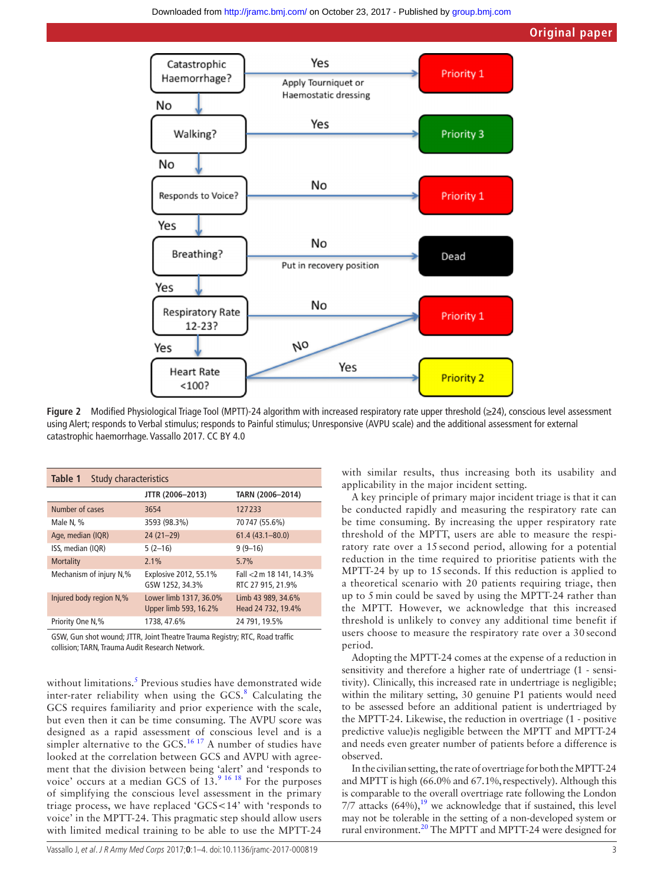Figure 2 Modified Physiological Triage Tool (MPTT)-24 algorithm with increased respiratory rate upper threshold (≥24), conscious level assessment using Alert; responds to Verbal stimulus; responds to Painful stimulus; Unresponsive (AVPU scale) and the additional assessment for external catastrophic haemorrhage. Vassallo 2017. CC BY 4.0

**Table 1** Study characteristics

| | JTTR (2006–2013) | TARN (2006–2014) |
|---|---|---|
| Number of cases | 3654 | 127 233 |
| Male N, % | 3593 (98.3%) | 70 747 (55.6%) |
| Age, median (IQR) | 24 (21–29) | 61.4 (43.1–80.0) |
| ISS, median (IQR) | 5 (2–16) | 9 (9–16) |
| Mortality | 2.1% | 5.7% |
| Mechanism of injury N,% | Explosive 2012, 55.1%<br>GSW 1252, 34.3% | Fall <2 m 18 141, 14.3%<br>RTC 27 915, 21.9% |
| Injured body region N,% | Lower limb 1317, 36.0%<br>Upper limb 593, 16.2% | Limb 43 989, 34.6%<br>Head 24 732, 19.4% |
| Priority One N,% | 1738, 47.6% | 24 791, 19.5% |

GSW, Gun shot wound; JTTR, Joint Theatre Trauma Registry; RTC, Road traffic collision; TARN, Trauma Audit Research Network.

without limitations.[5] Previous studies have demonstrated wide inter-rater reliability when using the GCS.[8] Calculating the GCS requires familiarity and prior experience with the scale, but even then it can be time consuming. The AVPU score was designed as a rapid assessment of conscious level and is a simpler alternative to the GCS.[16 17] A number of studies have looked at the correlation between GCS and AVPU with agreement that the division between being 'alert' and 'responds to voice' occurs at a median GCS of 13.[9 16 18] For the purposes of simplifying the conscious level assessment in the primary triage process, we have replaced 'GCS<14' with 'responds to voice' in the MPTT-24. This pragmatic step should allow users with limited medical training to be able to use the MPTT-24 with similar results, thus increasing both its usability and applicability in the major incident setting.

A key principle of primary major incident triage is that it can be conducted rapidly and measuring the respiratory rate can be time consuming. By increasing the upper respiratory rate threshold of the MPTT, users are able to measure the respiratory rate over a 15 second period, allowing for a potential reduction in the time required to prioritise patients with the MPTT-24 by up to 15 seconds. If this reduction is applied to a theoretical scenario with 20 patients requiring triage, then up to 5 min could be saved by using the MPTT-24 rather than the MPTT. However, we acknowledge that this increased threshold is unlikely to convey any additional time benefit if users choose to measure the respiratory rate over a 30 second period.

Adopting the MPTT-24 comes at the expense of a reduction in sensitivity and therefore a higher rate of undertriage (1 - sensitivity). Clinically, this increased rate in undertriage is negligible; within the military setting, 30 genuine P1 patients would need to be assessed before an additional patient is undertriaged by the MPTT-24. Likewise, the reduction in overtriage (1 - positive predictive value)is negligible between the MPTT and MPTT-24 and needs even greater number of patients before a difference is observed.

In the civilian setting, the rate of overtriage for both the MPTT-24 and MPTT is high (66.0% and 67.1%, respectively). Although this is comparable to the overall overtriage rate following the London 7/7 attacks (64%),[19] we acknowledge that if sustained, this level may not be tolerable in the setting of a non-developed system or rural environment.[20] The MPTT and MPTT-24 were designed for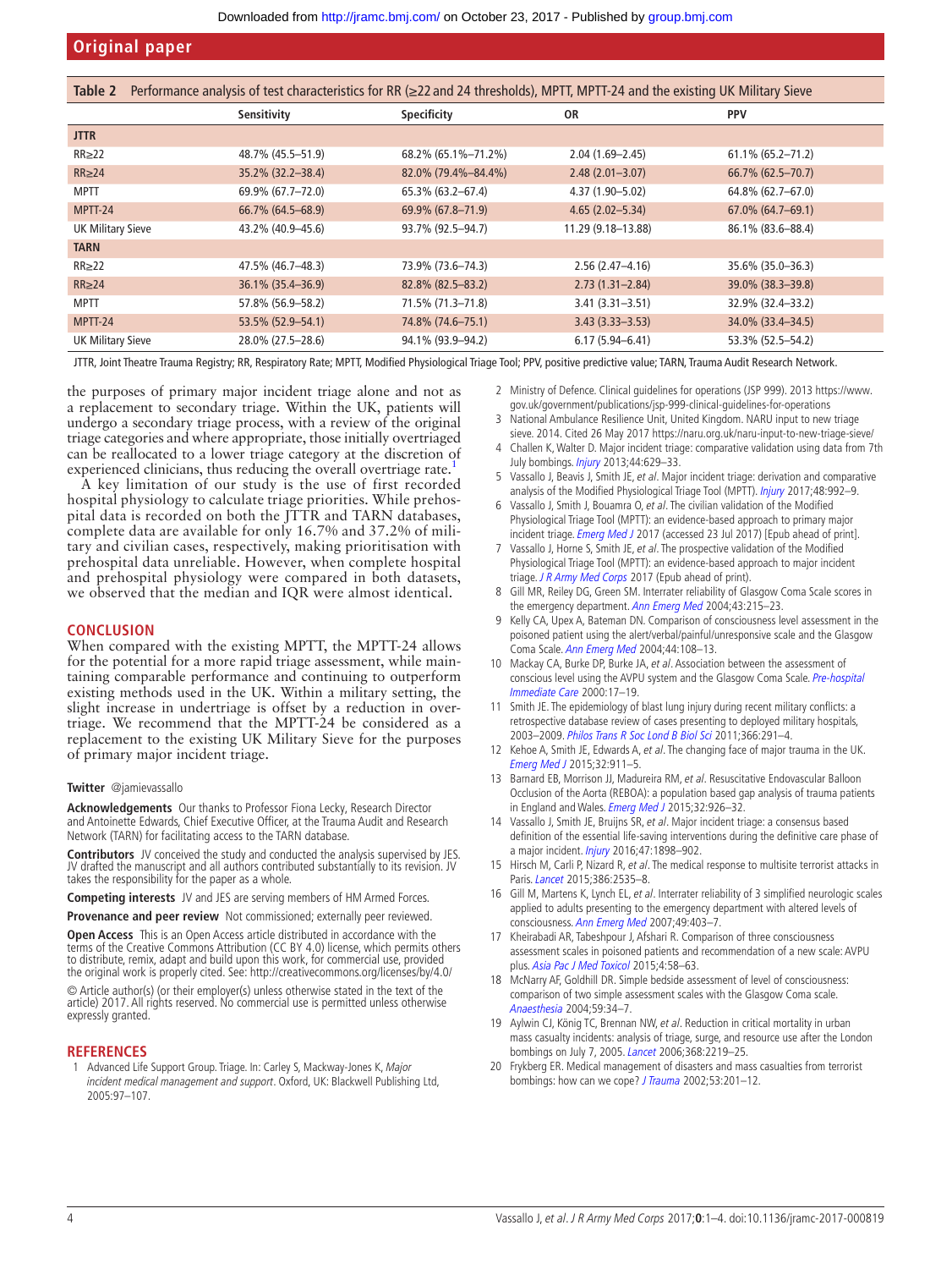**Table 2** Performance analysis of test characteristics for RR (≥22 and 24 thresholds), MPTT, MPTT-24 and the existing UK Military Sieve

| | Sensitivity | Specificity | OR | PPV |
|---|---|---|---|---|
| **JTTR** | | | | |
| RR≥22 | 48.7% (45.5–51.9) | 68.2% (65.1%–71.2%) | 2.04 (1.69–2.45) | 61.1% (65.2–71.2) |
| RR≥24 | 35.2% (32.2–38.4) | 82.0% (79.4%–84.4%) | 2.48 (2.01–3.07) | 66.7% (62.5–70.7) |
| MPTT | 69.9% (67.7–72.0) | 65.3% (63.2–67.4) | 4.37 (1.90–5.02) | 64.8% (62.7–67.0) |
| MPTT-24 | 66.7% (64.5–68.9) | 69.9% (67.8–71.9) | 4.65 (2.02–5.34) | 67.0% (64.7–69.1) |
| UK Military Sieve | 43.2% (40.9–45.6) | 93.7% (92.5–94.7) | 11.29 (9.18–13.88) | 86.1% (83.6–88.4) |
| **TARN** | | | | |
| RR≥22 | 47.5% (46.7–48.3) | 73.9% (73.6–74.3) | 2.56 (2.47–4.16) | 35.6% (35.0–36.3) |
| RR≥24 | 36.1% (35.4–36.9) | 82.8% (82.5–83.2) | 2.73 (1.31–2.84) | 39.0% (38.3–39.8) |
| MPTT | 57.8% (56.9–58.2) | 71.5% (71.3–71.8) | 3.41 (3.31–3.51) | 32.9% (32.4–33.2) |
| MPTT-24 | 53.5% (52.9–54.1) | 74.8% (74.6–75.1) | 3.43 (3.33–3.53) | 34.0% (33.4–34.5) |
| UK Military Sieve | 28.0% (27.5–28.6) | 94.1% (93.9–94.2) | 6.17 (5.94–6.41) | 53.3% (52.5–54.2) |

JTTR, Joint Theatre Trauma Registry; RR, Respiratory Rate; MPTT, Modified Physiological Triage Tool; PPV, positive predictive value; TARN, Trauma Audit Research Network.

the purposes of primary major incident triage alone and not as a replacement to secondary triage. Within the UK, patients will undergo a secondary triage process, with a review of the original triage categories and where appropriate, those initially overtriaged can be reallocated to a lower triage category at the discretion of experienced clinicians, thus reducing the overall overtriage rate.[1]

A key limitation of our study is the use of first recorded hospital physiology to calculate triage priorities. While prehospital data is recorded on both the JTTR and TARN databases, complete data are available for only 16.7% and 37.2% of military and civilian cases, respectively, making prioritisation with prehospital data unreliable. However, when complete hospital and prehospital physiology were compared in both datasets, we observed that the median and IQR were almost identical.

## CONCLUSION

When compared with the existing MPTT, the MPTT-24 allows for the potential for a more rapid triage assessment, while maintaining comparable performance and continuing to outperform existing methods used in the UK. Within a military setting, the slight increase in undertriage is offset by a reduction in overtriage. We recommend that the MPTT-24 be considered as a replacement to the existing UK Military Sieve for the purposes of primary major incident triage.

**Twitter** @jamievassallo

**Acknowledgements** Our thanks to Professor Fiona Lecky, Research Director and Antoinette Edwards, Chief Executive Officer, at the Trauma Audit and Research Network (TARN) for facilitating access to the TARN database.

**Contributors** JV conceived the study and conducted the analysis supervised by JES. JV drafted the manuscript and all authors contributed substantially to its revision. JV takes the responsibility for the paper as a whole.

**Competing interests** JV and JES are serving members of HM Armed Forces.

**Provenance and peer review** Not commissioned; externally peer reviewed.

**Open Access** This is an Open Access article distributed in accordance with the terms of the Creative Commons Attribution (CC BY 4.0) license, which permits others to distribute, remix, adapt and build upon this work, for commercial use, provided the original work is properly cited. See: http://creativecommons.org/licenses/by/4.0/

© Article author(s) (or their employer(s) unless otherwise stated in the text of the article) 2017. All rights reserved. No commercial use is permitted unless otherwise expressly granted.

## REFERENCES

1. Advanced Life Support Group. Triage. In: Carley S, Mackway-Jones K, *Major incident medical management and support*. Oxford, UK: Blackwell Publishing Ltd, 2005:97–107.
2. Ministry of Defence. Clinical guidelines for operations (JSP 999). 2013 https://www.gov.uk/government/publications/jsp-999-clinical-guidelines-for-operations
3. National Ambulance Resilience Unit, United Kingdom. NARU input to new triage sieve. 2014. Cited 26 May 2017 https://naru.org.uk/naru-input-to-new-triage-sieve/
4. Challen K, Walter D. Major incident triage: comparative validation using data from 7th July bombings. *Injury* 2013;44:629–33.
5. Vassallo J, Beavis J, Smith JE, *et al*. Major incident triage: derivation and comparative analysis of the Modified Physiological Triage Tool (MPTT). *Injury* 2017;48:992–9.
6. Vassallo J, Smith J, Bouamra O, *et al*. The civilian validation of the Modified Physiological Triage Tool (MPTT): an evidence-based approach to primary major incident triage. *Emerg Med J* 2017 (accessed 23 Jul 2017) [Epub ahead of print].
7. Vassallo J, Horne S, Smith JE, *et al*. The prospective validation of the Modified Physiological Triage Tool (MPTT): an evidence-based approach to major incident triage. *J R Army Med Corps* 2017 (Epub ahead of print).
8. Gill MR, Reiley DG, Green SM. Interrater reliability of Glasgow Coma Scale scores in the emergency department. *Ann Emerg Med* 2004;43:215–23.
9. Kelly CA, Upex A, Bateman DN. Comparison of consciousness level assessment in the poisoned patient using the alert/verbal/painful/unresponsive scale and the Glasgow Coma Scale. *Ann Emerg Med* 2004;44:108–13.
10. Mackay CA, Burke DP, Burke JA, *et al*. Association between the assessment of conscious level using the AVPU system and the Glasgow Coma Scale. *Pre-hospital Immediate Care* 2000:17–19.
11. Smith JE. The epidemiology of blast lung injury during recent military conflicts: a retrospective database review of cases presenting to deployed military hospitals, 2003–2009. *Philos Trans R Soc Lond B Biol Sci* 2011;366:291–4.
12. Kehoe A, Smith JE, Edwards A, *et al*. The changing face of major trauma in the UK. *Emerg Med J* 2015;32:911–5.
13. Barnard EB, Morrison JJ, Madureira RM, *et al*. Resuscitative Endovascular Balloon Occlusion of the Aorta (REBOA): a population based gap analysis of trauma patients in England and Wales. *Emerg Med J* 2015;32:926–32.
14. Vassallo J, Smith JE, Bruijns SR, *et al*. Major incident triage: a consensus based definition of the essential life-saving interventions during the definitive care phase of a major incident. *Injury* 2016;47:1898–902.
15. Hirsch M, Carli P, Nizard R, *et al*. The medical response to multisite terrorist attacks in Paris. *Lancet* 2015;386:2535–8.
16. Gill M, Martens K, Lynch EL, *et al*. Interrater reliability of 3 simplified neurologic scales applied to adults presenting to the emergency department with altered levels of consciousness. *Ann Emerg Med* 2007;49:403–7.
17. Kheirabadi AR, Tabeshpour J, Afshari R. Comparison of three consciousness assessment scales in poisoned patients and recommendation of a new scale: AVPU plus. *Asia Pac J Med Toxicol* 2015;4:58–63.
18. McNarry AF, Goldhill DR. Simple bedside assessment of level of consciousness: comparison of two simple assessment scales with the Glasgow Coma scale. *Anaesthesia* 2004;59:34–7.
19. Aylwin CJ, König TC, Brennan NW, *et al*. Reduction in critical mortality in urban mass casualty incidents: analysis of triage, surge, and resource use after the London bombings on July 7, 2005. *Lancet* 2006;368:2219–25.
20. Frykberg ER. Medical management of disasters and mass casualties from terrorist bombings: how can we cope? *J Trauma* 2002;53:201–12.